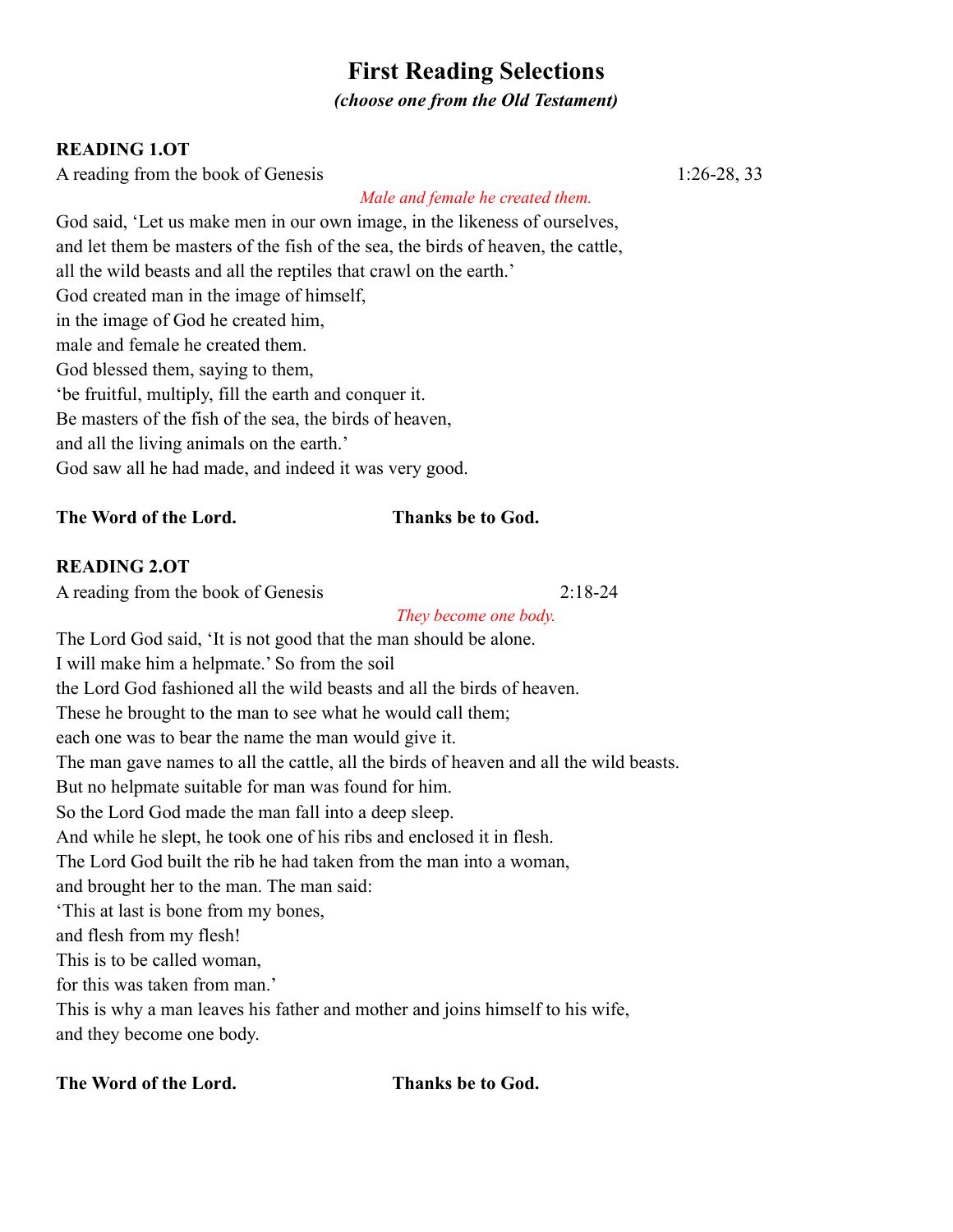# First Reading Selections

***(choose one from the Old Testament)***

**READING 1.OT**

A reading from the book of Genesis 1:26-28, 33

*Male and female he created them.*

God said, 'Let us make men in our own image, in the likeness of ourselves,
and let them be masters of the fish of the sea, the birds of heaven, the cattle,
all the wild beasts and all the reptiles that crawl on the earth.'
God created man in the image of himself,
in the image of God he created him,
male and female he created them.
God blessed them, saying to them,
'be fruitful, multiply, fill the earth and conquer it.
Be masters of the fish of the sea, the birds of heaven,
and all the living animals on the earth.'
God saw all he had made, and indeed it was very good.

**The Word of the Lord.** **Thanks be to God.**

**READING 2.OT**

A reading from the book of Genesis 2:18-24

*They become one body.*

The Lord God said, 'It is not good that the man should be alone.
I will make him a helpmate.' So from the soil
the Lord God fashioned all the wild beasts and all the birds of heaven.
These he brought to the man to see what he would call them;
each one was to bear the name the man would give it.
The man gave names to all the cattle, all the birds of heaven and all the wild beasts.
But no helpmate suitable for man was found for him.
So the Lord God made the man fall into a deep sleep.
And while he slept, he took one of his ribs and enclosed it in flesh.
The Lord God built the rib he had taken from the man into a woman,
and brought her to the man. The man said:
'This at last is bone from my bones,
and flesh from my flesh!
This is to be called woman,
for this was taken from man.'
This is why a man leaves his father and mother and joins himself to his wife,
and they become one body.

**The Word of the Lord.** **Thanks be to God.**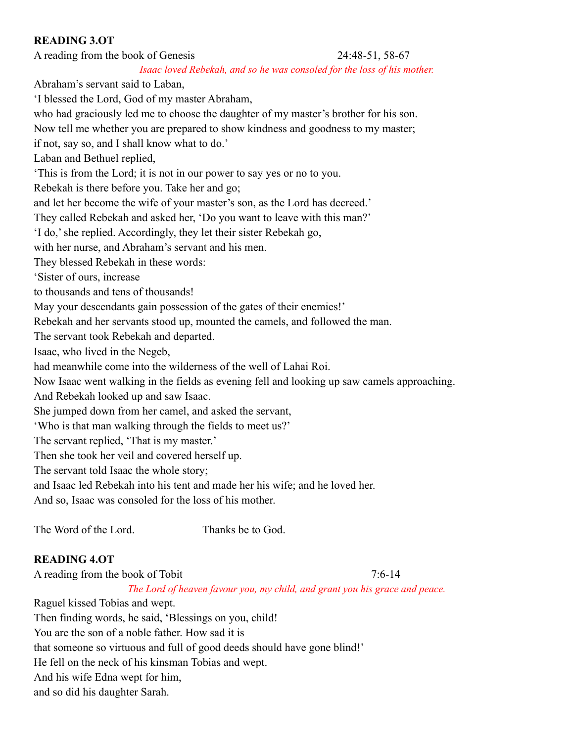**READING 3.OT**

A reading from the book of Genesis 24:48-51, 58-67

*Isaac loved Rebekah, and so he was consoled for the loss of his mother.*

Abraham's servant said to Laban,
'I blessed the Lord, God of my master Abraham,
who had graciously led me to choose the daughter of my master's brother for his son.
Now tell me whether you are prepared to show kindness and goodness to my master;
if not, say so, and I shall know what to do.'
Laban and Bethuel replied,
'This is from the Lord; it is not in our power to say yes or no to you.
Rebekah is there before you. Take her and go;
and let her become the wife of your master's son, as the Lord has decreed.'
They called Rebekah and asked her, 'Do you want to leave with this man?'
'I do,' she replied. Accordingly, they let their sister Rebekah go,
with her nurse, and Abraham's servant and his men.
They blessed Rebekah in these words:
'Sister of ours, increase
to thousands and tens of thousands!
May your descendants gain possession of the gates of their enemies!'
Rebekah and her servants stood up, mounted the camels, and followed the man.
The servant took Rebekah and departed.
Isaac, who lived in the Negeb,
had meanwhile come into the wilderness of the well of Lahai Roi.
Now Isaac went walking in the fields as evening fell and looking up saw camels approaching.
And Rebekah looked up and saw Isaac.
She jumped down from her camel, and asked the servant,
'Who is that man walking through the fields to meet us?'
The servant replied, 'That is my master.'
Then she took her veil and covered herself up.
The servant told Isaac the whole story;
and Isaac led Rebekah into his tent and made her his wife; and he loved her.
And so, Isaac was consoled for the loss of his mother.

The Word of the Lord. Thanks be to God.

**READING 4.OT**

A reading from the book of Tobit 7:6-14

*The Lord of heaven favour you, my child, and grant you his grace and peace.*

Raguel kissed Tobias and wept.
Then finding words, he said, 'Blessings on you, child!
You are the son of a noble father. How sad it is
that someone so virtuous and full of good deeds should have gone blind!'
He fell on the neck of his kinsman Tobias and wept.
And his wife Edna wept for him,
and so did his daughter Sarah.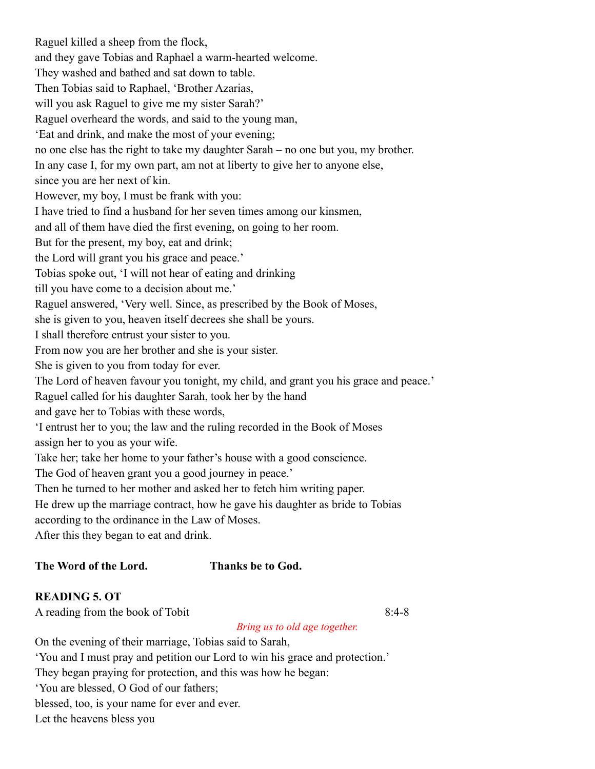Raguel killed a sheep from the flock,
and they gave Tobias and Raphael a warm-hearted welcome.
They washed and bathed and sat down to table.
Then Tobias said to Raphael, 'Brother Azarias,
will you ask Raguel to give me my sister Sarah?'
Raguel overheard the words, and said to the young man,
'Eat and drink, and make the most of your evening;
no one else has the right to take my daughter Sarah – no one but you, my brother.
In any case I, for my own part, am not at liberty to give her to anyone else,
since you are her next of kin.
However, my boy, I must be frank with you:
I have tried to find a husband for her seven times among our kinsmen,
and all of them have died the first evening, on going to her room.
But for the present, my boy, eat and drink;
the Lord will grant you his grace and peace.'
Tobias spoke out, 'I will not hear of eating and drinking
till you have come to a decision about me.'
Raguel answered, 'Very well. Since, as prescribed by the Book of Moses,
she is given to you, heaven itself decrees she shall be yours.
I shall therefore entrust your sister to you.
From now you are her brother and she is your sister.
She is given to you from today for ever.
The Lord of heaven favour you tonight, my child, and grant you his grace and peace.'
Raguel called for his daughter Sarah, took her by the hand
and gave her to Tobias with these words,
'I entrust her to you; the law and the ruling recorded in the Book of Moses
assign her to you as your wife.
Take her; take her home to your father's house with a good conscience.
The God of heaven grant you a good journey in peace.'
Then he turned to her mother and asked her to fetch him writing paper.
He drew up the marriage contract, how he gave his daughter as bride to Tobias
according to the ordinance in the Law of Moses.
After this they began to eat and drink.

**The Word of the Lord.** **Thanks be to God.**

**READING 5. OT**

A reading from the book of Tobit 8:4-8

*Bring us to old age together.*

On the evening of their marriage, Tobias said to Sarah,
'You and I must pray and petition our Lord to win his grace and protection.'
They began praying for protection, and this was how he began:
'You are blessed, O God of our fathers;
blessed, too, is your name for ever and ever.
Let the heavens bless you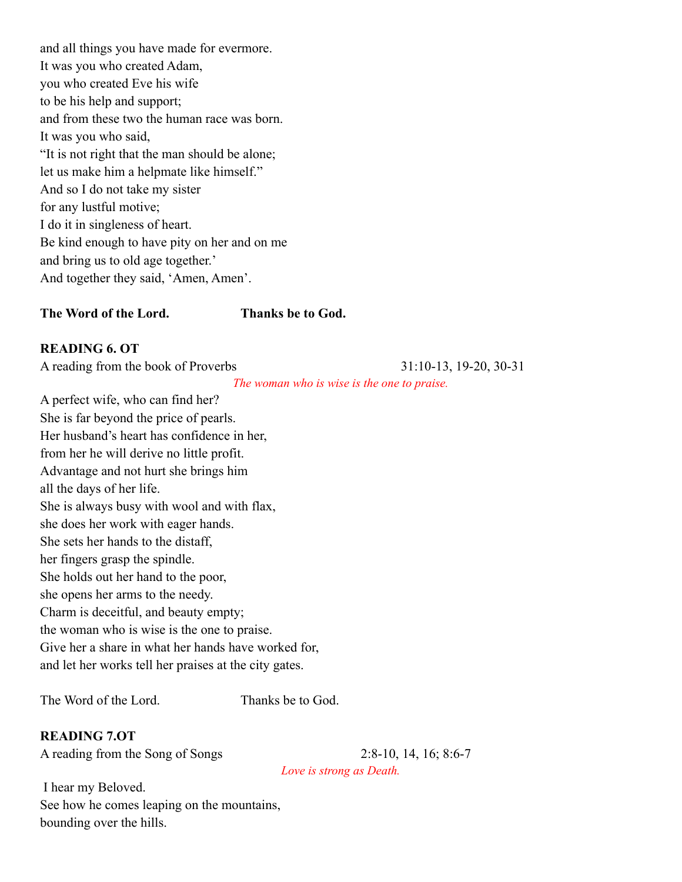and all things you have made for evermore.
It was you who created Adam,
you who created Eve his wife
to be his help and support;
and from these two the human race was born.
It was you who said,
"It is not right that the man should be alone;
let us make him a helpmate like himself."
And so I do not take my sister
for any lustful motive;
I do it in singleness of heart.
Be kind enough to have pity on her and on me
and bring us to old age together.'
And together they said, 'Amen, Amen'.

**The Word of the Lord.** **Thanks be to God.**

**READING 6. OT**

A reading from the book of Proverbs 31:10-13, 19-20, 30-31

*The woman who is wise is the one to praise.*

A perfect wife, who can find her?
She is far beyond the price of pearls.
Her husband's heart has confidence in her,
from her he will derive no little profit.
Advantage and not hurt she brings him
all the days of her life.
She is always busy with wool and with flax,
she does her work with eager hands.
She sets her hands to the distaff,
her fingers grasp the spindle.
She holds out her hand to the poor,
she opens her arms to the needy.
Charm is deceitful, and beauty empty;
the woman who is wise is the one to praise.
Give her a share in what her hands have worked for,
and let her works tell her praises at the city gates.

The Word of the Lord. Thanks be to God.

**READING 7.OT**

A reading from the Song of Songs 2:8-10, 14, 16; 8:6-7

*Love is strong as Death.*

I hear my Beloved.
See how he comes leaping on the mountains,
bounding over the hills.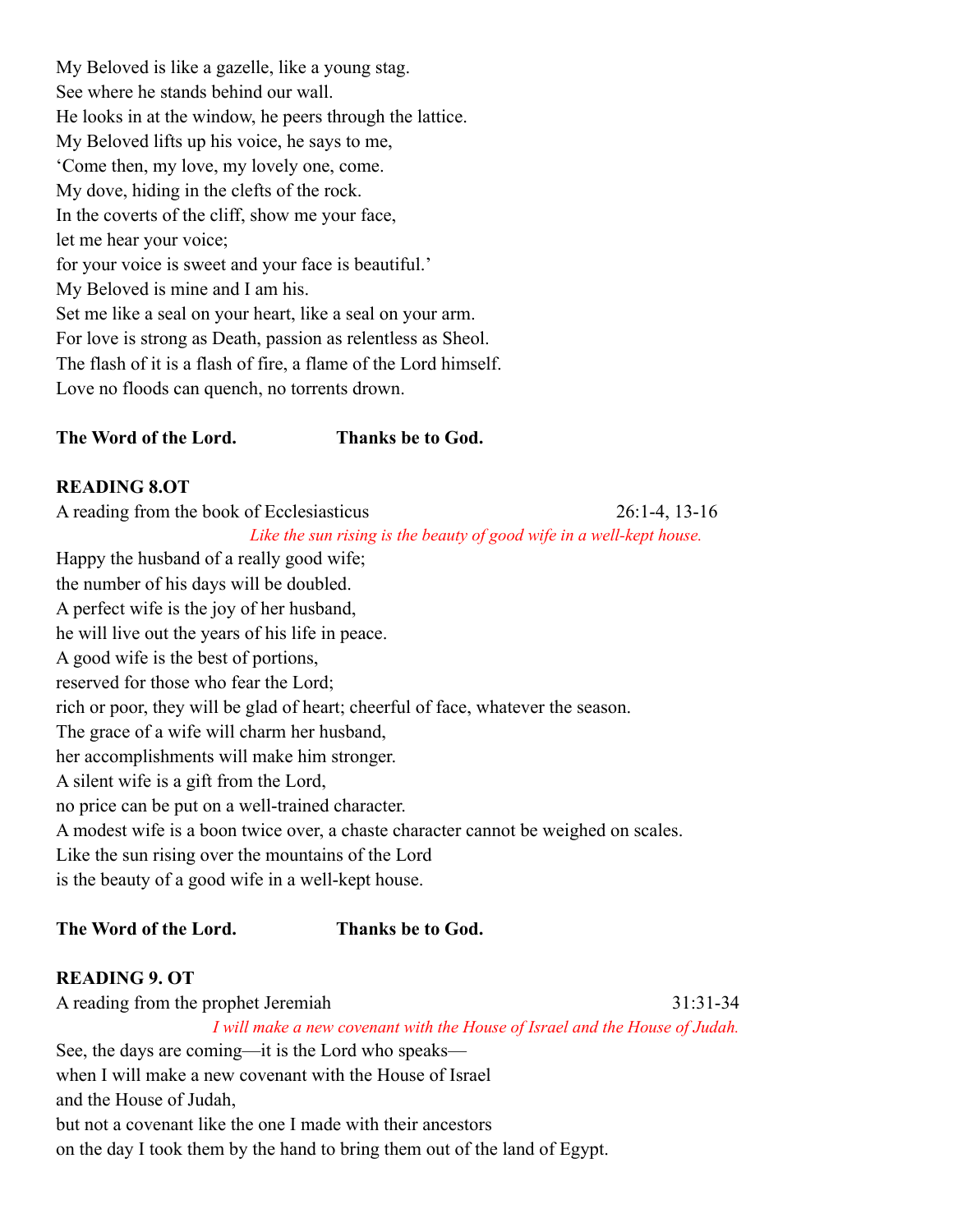My Beloved is like a gazelle, like a young stag.
See where he stands behind our wall.
He looks in at the window, he peers through the lattice.
My Beloved lifts up his voice, he says to me,
'Come then, my love, my lovely one, come.
My dove, hiding in the clefts of the rock.
In the coverts of the cliff, show me your face,
let me hear your voice;
for your voice is sweet and your face is beautiful.'
My Beloved is mine and I am his.
Set me like a seal on your heart, like a seal on your arm.
For love is strong as Death, passion as relentless as Sheol.
The flash of it is a flash of fire, a flame of the Lord himself.
Love no floods can quench, no torrents drown.

**The Word of the Lord.** **Thanks be to God.**

**READING 8.OT**

A reading from the book of Ecclesiasticus 26:1-4, 13-16

*Like the sun rising is the beauty of good wife in a well-kept house.*

Happy the husband of a really good wife;
the number of his days will be doubled.
A perfect wife is the joy of her husband,
he will live out the years of his life in peace.
A good wife is the best of portions,
reserved for those who fear the Lord;
rich or poor, they will be glad of heart; cheerful of face, whatever the season.
The grace of a wife will charm her husband,
her accomplishments will make him stronger.
A silent wife is a gift from the Lord,
no price can be put on a well-trained character.
A modest wife is a boon twice over, a chaste character cannot be weighed on scales.
Like the sun rising over the mountains of the Lord
is the beauty of a good wife in a well-kept house.

**The Word of the Lord.** **Thanks be to God.**

**READING 9. OT**

A reading from the prophet Jeremiah 31:31-34

*I will make a new covenant with the House of Israel and the House of Judah.*

See, the days are coming—it is the Lord who speaks—
when I will make a new covenant with the House of Israel
and the House of Judah,
but not a covenant like the one I made with their ancestors
on the day I took them by the hand to bring them out of the land of Egypt.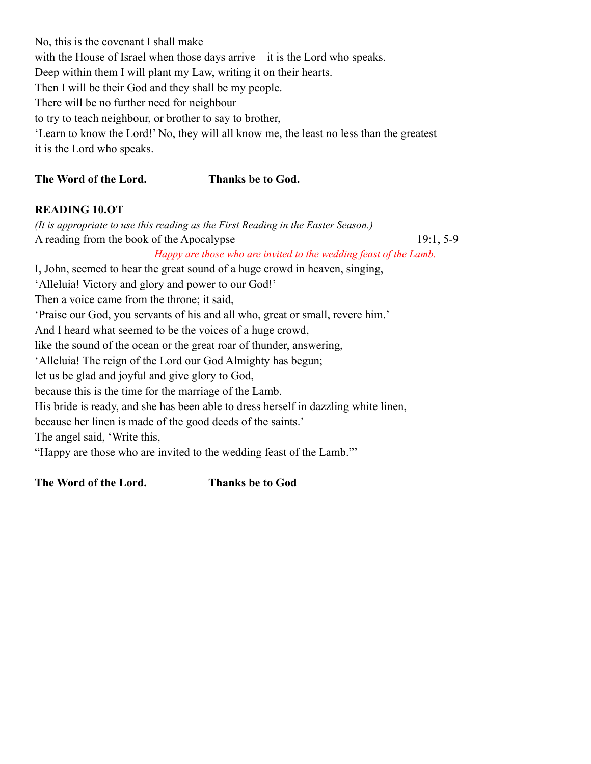No, this is the covenant I shall make
with the House of Israel when those days arrive—it is the Lord who speaks.
Deep within them I will plant my Law, writing it on their hearts.
Then I will be their God and they shall be my people.
There will be no further need for neighbour
to try to teach neighbour, or brother to say to brother,
'Learn to know the Lord!' No, they will all know me, the least no less than the greatest—
it is the Lord who speaks.

**The Word of the Lord.** **Thanks be to God.**

**READING 10.OT**

*(It is appropriate to use this reading as the First Reading in the Easter Season.)*

A reading from the book of the Apocalypse 19:1, 5-9

*Happy are those who are invited to the wedding feast of the Lamb.*

I, John, seemed to hear the great sound of a huge crowd in heaven, singing,
'Alleluia! Victory and glory and power to our God!'
Then a voice came from the throne; it said,
'Praise our God, you servants of his and all who, great or small, revere him.'
And I heard what seemed to be the voices of a huge crowd,
like the sound of the ocean or the great roar of thunder, answering,
'Alleluia! The reign of the Lord our God Almighty has begun;
let us be glad and joyful and give glory to God,
because this is the time for the marriage of the Lamb.
His bride is ready, and she has been able to dress herself in dazzling white linen,
because her linen is made of the good deeds of the saints.'
The angel said, 'Write this,
"Happy are those who are invited to the wedding feast of the Lamb."'

**The Word of the Lord.** **Thanks be to God**